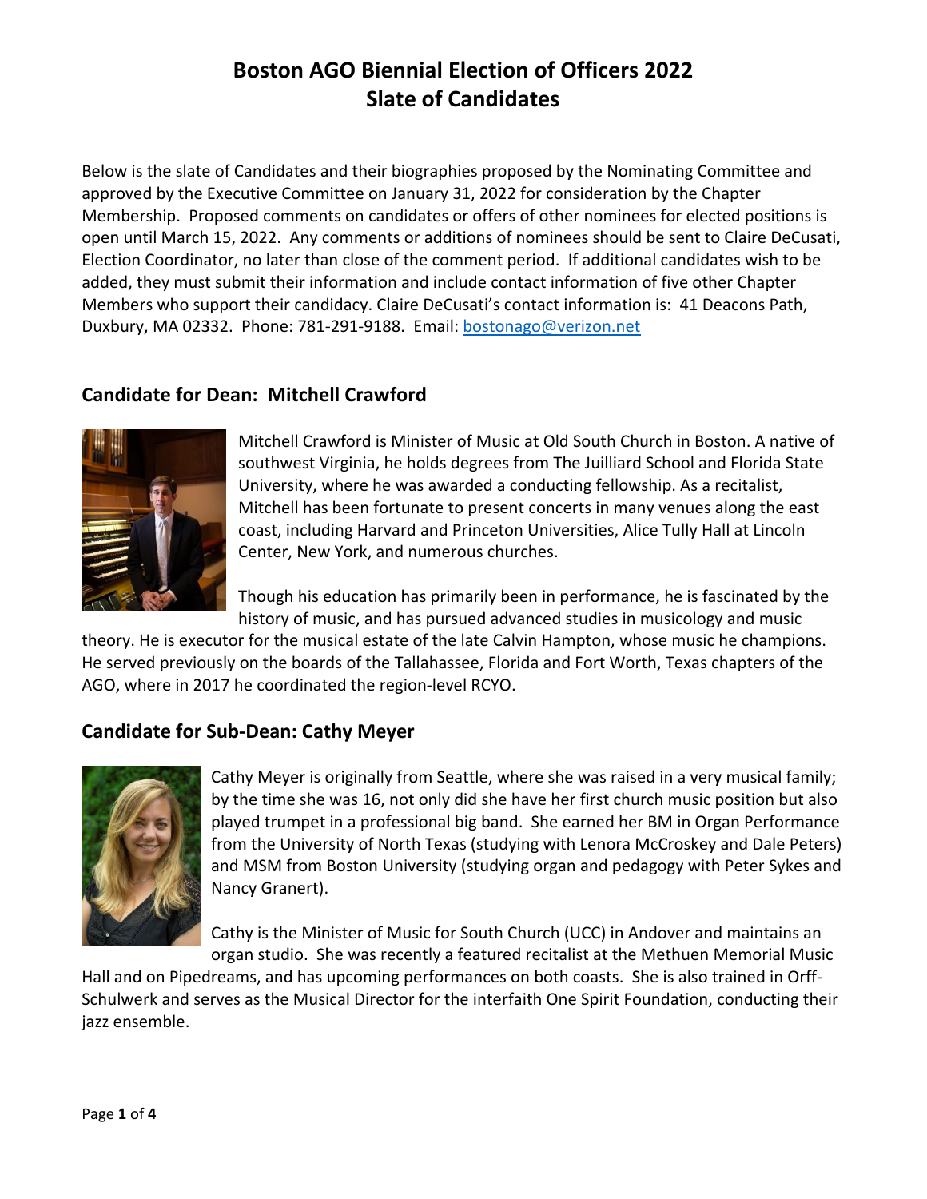# Boston AGO Biennial Election of Officers 2022
# Slate of Candidates

Below is the slate of Candidates and their biographies proposed by the Nominating Committee and approved by the Executive Committee on January 31, 2022 for consideration by the Chapter Membership. Proposed comments on candidates or offers of other nominees for elected positions is open until March 15, 2022. Any comments or additions of nominees should be sent to Claire DeCusati, Election Coordinator, no later than close of the comment period. If additional candidates wish to be added, they must submit their information and include contact information of five other Chapter Members who support their candidacy. Claire DeCusati's contact information is: 41 Deacons Path, Duxbury, MA 02332. Phone: 781-291-9188. Email: [bostonago@verizon.net](mailto:bostonago@verizon.net)

## Candidate for Dean: Mitchell Crawford

Mitchell Crawford is Minister of Music at Old South Church in Boston. A native of southwest Virginia, he holds degrees from The Juilliard School and Florida State University, where he was awarded a conducting fellowship. As a recitalist, Mitchell has been fortunate to present concerts in many venues along the east coast, including Harvard and Princeton Universities, Alice Tully Hall at Lincoln Center, New York, and numerous churches.

Though his education has primarily been in performance, he is fascinated by the history of music, and has pursued advanced studies in musicology and music theory. He is executor for the musical estate of the late Calvin Hampton, whose music he champions. He served previously on the boards of the Tallahassee, Florida and Fort Worth, Texas chapters of the AGO, where in 2017 he coordinated the region-level RCYO.

## Candidate for Sub-Dean: Cathy Meyer

Cathy Meyer is originally from Seattle, where she was raised in a very musical family; by the time she was 16, not only did she have her first church music position but also played trumpet in a professional big band. She earned her BM in Organ Performance from the University of North Texas (studying with Lenora McCroskey and Dale Peters) and MSM from Boston University (studying organ and pedagogy with Peter Sykes and Nancy Granert).

Cathy is the Minister of Music for South Church (UCC) in Andover and maintains an organ studio. She was recently a featured recitalist at the Methuen Memorial Music Hall and on Pipedreams, and has upcoming performances on both coasts. She is also trained in Orff-Schulwerk and serves as the Musical Director for the interfaith One Spirit Foundation, conducting their jazz ensemble.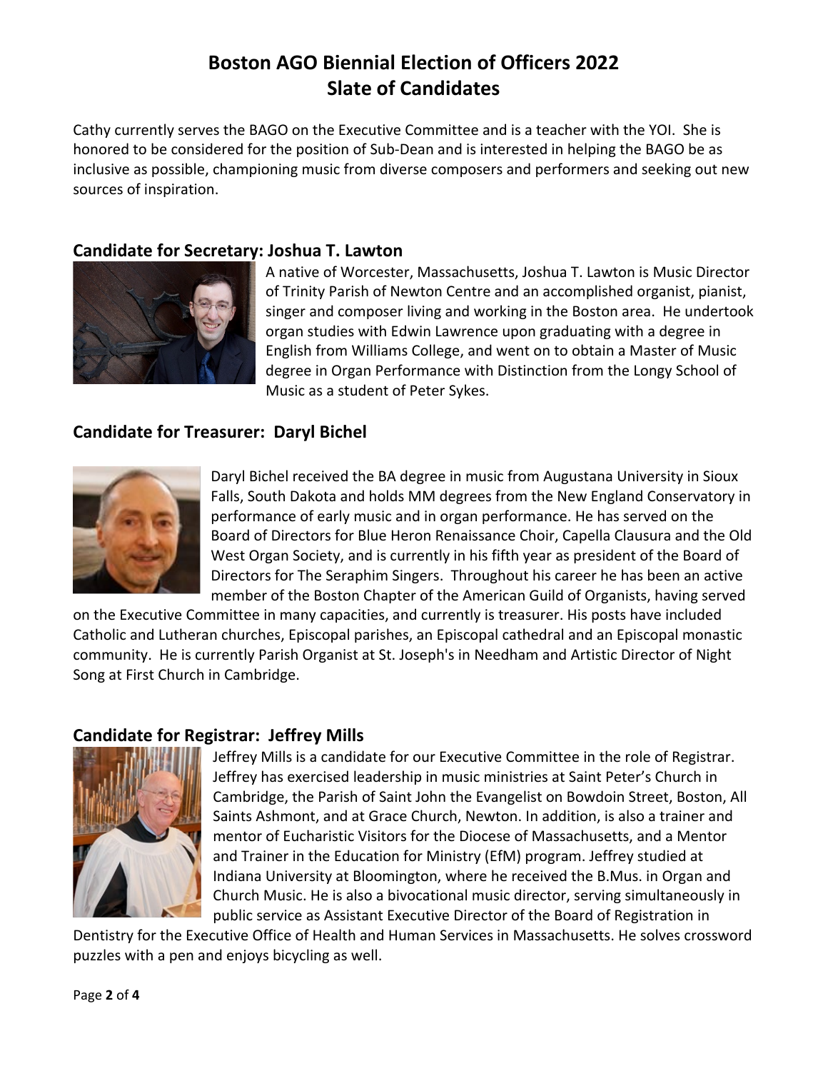# Boston AGO Biennial Election of Officers 2022
# Slate of Candidates

Cathy currently serves the BAGO on the Executive Committee and is a teacher with the YOI. She is honored to be considered for the position of Sub-Dean and is interested in helping the BAGO be as inclusive as possible, championing music from diverse composers and performers and seeking out new sources of inspiration.

## Candidate for Secretary: Joshua T. Lawton

A native of Worcester, Massachusetts, Joshua T. Lawton is Music Director of Trinity Parish of Newton Centre and an accomplished organist, pianist, singer and composer living and working in the Boston area. He undertook organ studies with Edwin Lawrence upon graduating with a degree in English from Williams College, and went on to obtain a Master of Music degree in Organ Performance with Distinction from the Longy School of Music as a student of Peter Sykes.

## Candidate for Treasurer: Daryl Bichel

Daryl Bichel received the BA degree in music from Augustana University in Sioux Falls, South Dakota and holds MM degrees from the New England Conservatory in performance of early music and in organ performance. He has served on the Board of Directors for Blue Heron Renaissance Choir, Capella Clausura and the Old West Organ Society, and is currently in his fifth year as president of the Board of Directors for The Seraphim Singers. Throughout his career he has been an active member of the Boston Chapter of the American Guild of Organists, having served on the Executive Committee in many capacities, and currently is treasurer. His posts have included Catholic and Lutheran churches, Episcopal parishes, an Episcopal cathedral and an Episcopal monastic community. He is currently Parish Organist at St. Joseph's in Needham and Artistic Director of Night Song at First Church in Cambridge.

## Candidate for Registrar: Jeffrey Mills

Jeffrey Mills is a candidate for our Executive Committee in the role of Registrar. Jeffrey has exercised leadership in music ministries at Saint Peter's Church in Cambridge, the Parish of Saint John the Evangelist on Bowdoin Street, Boston, All Saints Ashmont, and at Grace Church, Newton. In addition, is also a trainer and mentor of Eucharistic Visitors for the Diocese of Massachusetts, and a Mentor and Trainer in the Education for Ministry (EfM) program. Jeffrey studied at Indiana University at Bloomington, where he received the B.Mus. in Organ and Church Music. He is also a bivocational music director, serving simultaneously in public service as Assistant Executive Director of the Board of Registration in Dentistry for the Executive Office of Health and Human Services in Massachusetts. He solves crossword puzzles with a pen and enjoys bicycling as well.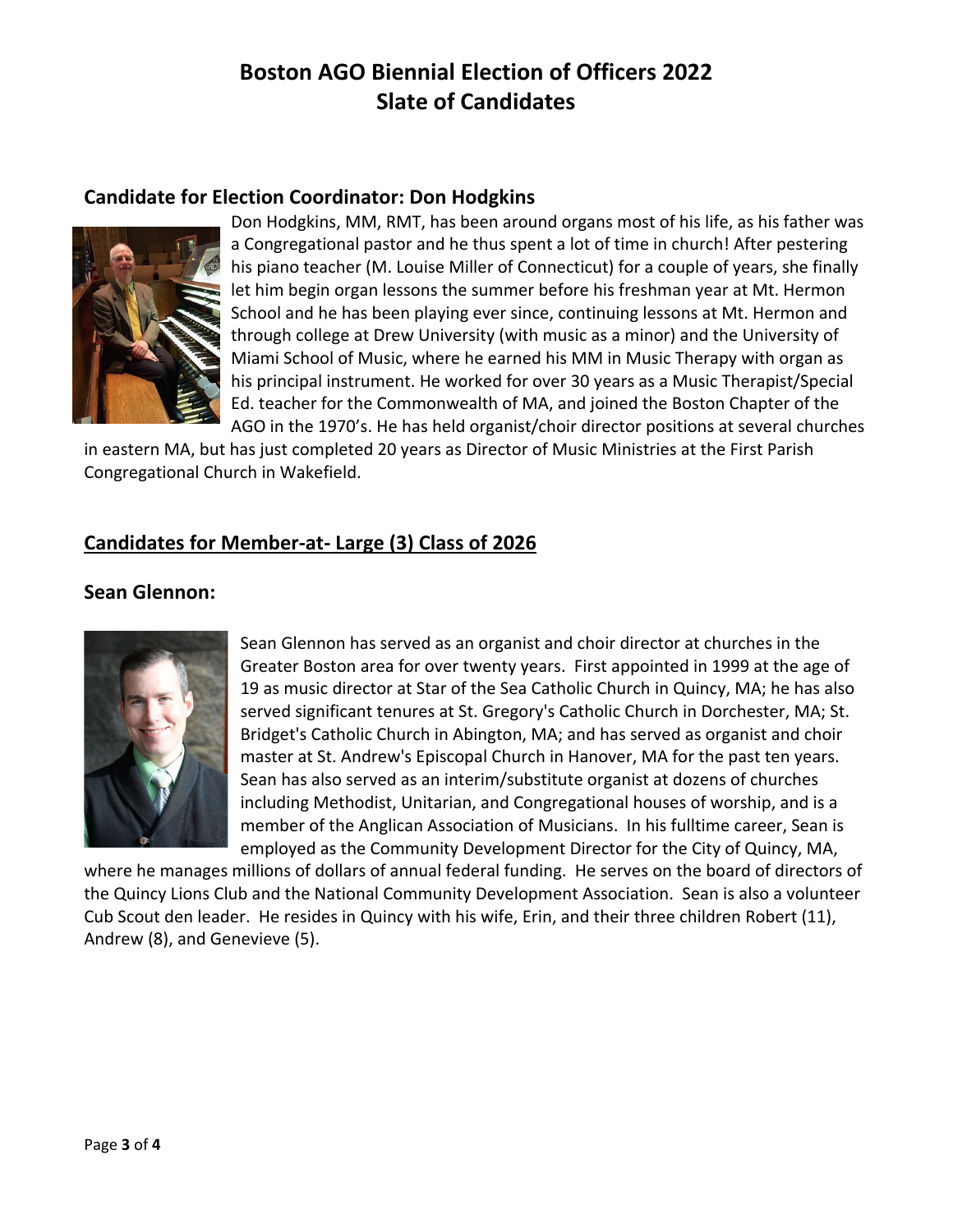# Boston AGO Biennial Election of Officers 2022
# Slate of Candidates

### Candidate for Election Coordinator: Don Hodgkins

Don Hodgkins, MM, RMT, has been around organs most of his life, as his father was a Congregational pastor and he thus spent a lot of time in church! After pestering his piano teacher (M. Louise Miller of Connecticut) for a couple of years, she finally let him begin organ lessons the summer before his freshman year at Mt. Hermon School and he has been playing ever since, continuing lessons at Mt. Hermon and through college at Drew University (with music as a minor) and the University of Miami School of Music, where he earned his MM in Music Therapy with organ as his principal instrument. He worked for over 30 years as a Music Therapist/Special Ed. teacher for the Commonwealth of MA, and joined the Boston Chapter of the AGO in the 1970's. He has held organist/choir director positions at several churches in eastern MA, but has just completed 20 years as Director of Music Ministries at the First Parish Congregational Church in Wakefield.

## Candidates for Member-at- Large (3) Class of 2026

### Sean Glennon:

Sean Glennon has served as an organist and choir director at churches in the Greater Boston area for over twenty years. First appointed in 1999 at the age of 19 as music director at Star of the Sea Catholic Church in Quincy, MA; he has also served significant tenures at St. Gregory's Catholic Church in Dorchester, MA; St. Bridget's Catholic Church in Abington, MA; and has served as organist and choir master at St. Andrew's Episcopal Church in Hanover, MA for the past ten years. Sean has also served as an interim/substitute organist at dozens of churches including Methodist, Unitarian, and Congregational houses of worship, and is a member of the Anglican Association of Musicians. In his fulltime career, Sean is employed as the Community Development Director for the City of Quincy, MA, where he manages millions of dollars of annual federal funding. He serves on the board of directors of the Quincy Lions Club and the National Community Development Association. Sean is also a volunteer Cub Scout den leader. He resides in Quincy with his wife, Erin, and their three children Robert (11), Andrew (8), and Genevieve (5).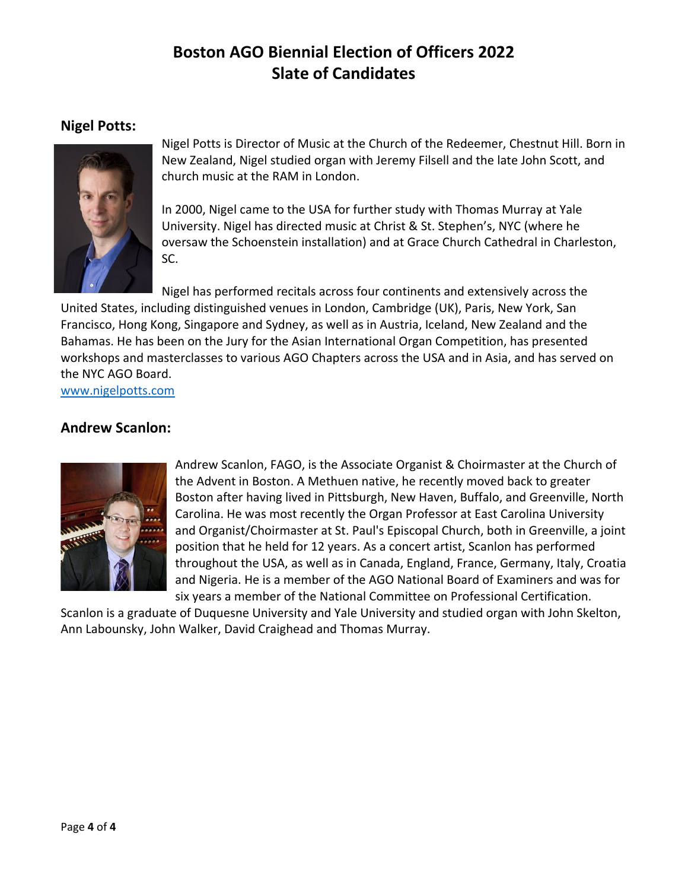# Boston AGO Biennial Election of Officers 2022
# Slate of Candidates

## Nigel Potts:

Nigel Potts is Director of Music at the Church of the Redeemer, Chestnut Hill. Born in New Zealand, Nigel studied organ with Jeremy Filsell and the late John Scott, and church music at the RAM in London.

In 2000, Nigel came to the USA for further study with Thomas Murray at Yale University. Nigel has directed music at Christ & St. Stephen's, NYC (where he oversaw the Schoenstein installation) and at Grace Church Cathedral in Charleston, SC.

Nigel has performed recitals across four continents and extensively across the United States, including distinguished venues in London, Cambridge (UK), Paris, New York, San Francisco, Hong Kong, Singapore and Sydney, as well as in Austria, Iceland, New Zealand and the Bahamas. He has been on the Jury for the Asian International Organ Competition, has presented workshops and masterclasses to various AGO Chapters across the USA and in Asia, and has served on the NYC AGO Board.
[www.nigelpotts.com](http://www.nigelpotts.com)

## Andrew Scanlon:

Andrew Scanlon, FAGO, is the Associate Organist & Choirmaster at the Church of the Advent in Boston. A Methuen native, he recently moved back to greater Boston after having lived in Pittsburgh, New Haven, Buffalo, and Greenville, North Carolina. He was most recently the Organ Professor at East Carolina University and Organist/Choirmaster at St. Paul's Episcopal Church, both in Greenville, a joint position that he held for 12 years. As a concert artist, Scanlon has performed throughout the USA, as well as in Canada, England, France, Germany, Italy, Croatia and Nigeria. He is a member of the AGO National Board of Examiners and was for six years a member of the National Committee on Professional Certification.
Scanlon is a graduate of Duquesne University and Yale University and studied organ with John Skelton, Ann Labounsky, John Walker, David Craighead and Thomas Murray.